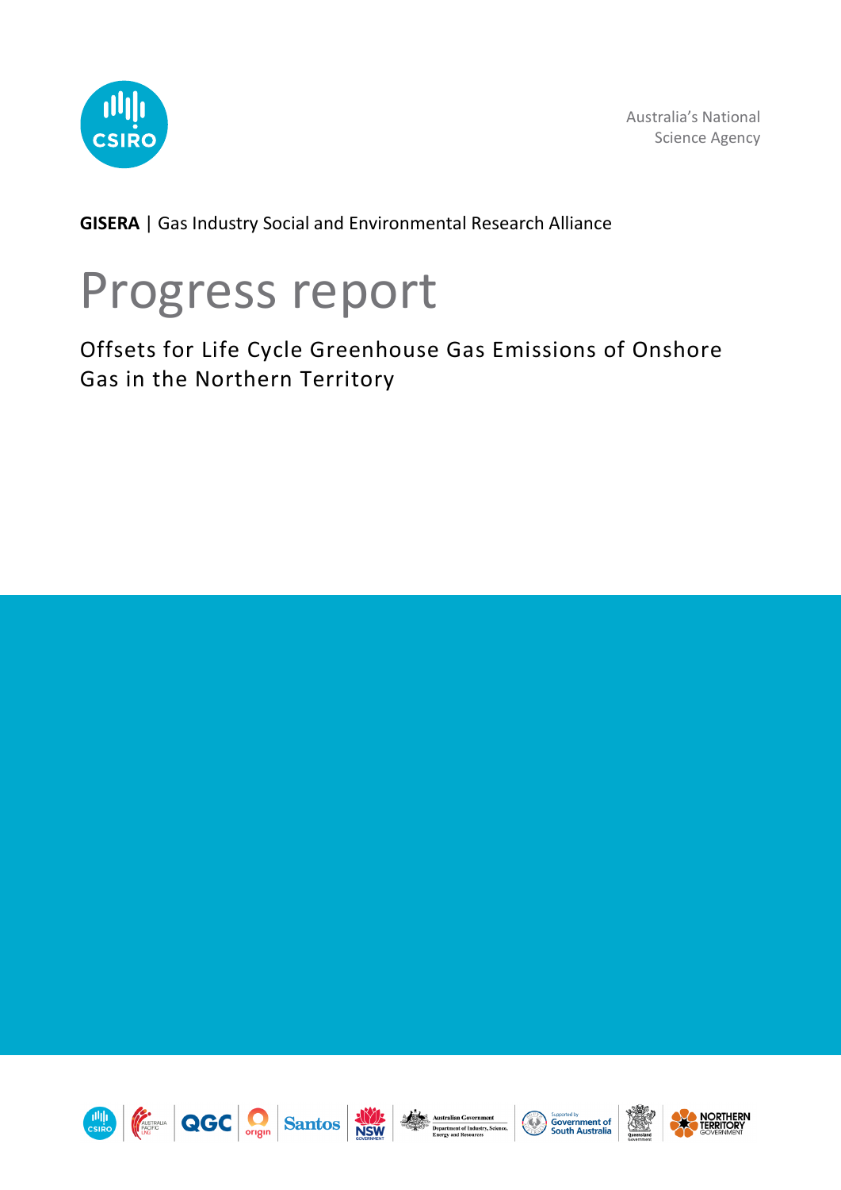Australia's National Science Agency

**GISERA** | Gas Industry Social and Environmental Research Alliance

# Progress report

## Offsets for Life Cycle Greenhouse Gas Emissions of Onshore Gas in the Northern Territory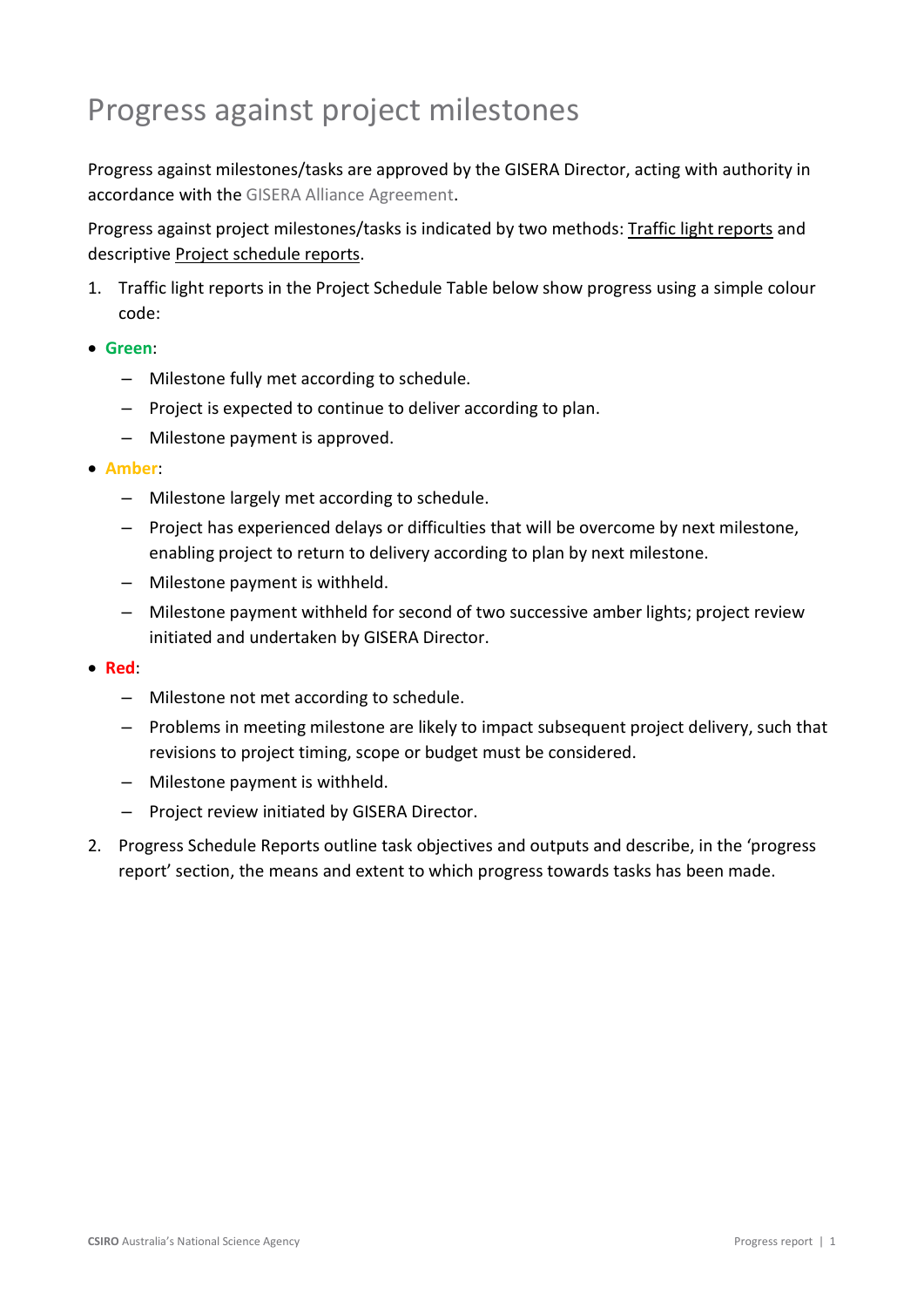# Progress against project milestones

Progress against milestones/tasks are approved by the GISERA Director, acting with authority in accordance with the GISERA Alliance Agreement.

Progress against project milestones/tasks is indicated by two methods: Traffic light reports and descriptive Project schedule reports.

1. Traffic light reports in the Project Schedule Table below show progress using a simple colour code:

- **Green**:
  - Milestone fully met according to schedule.
  - Project is expected to continue to deliver according to plan.
  - Milestone payment is approved.
- **Amber**:
  - Milestone largely met according to schedule.
  - Project has experienced delays or difficulties that will be overcome by next milestone, enabling project to return to delivery according to plan by next milestone.
  - Milestone payment is withheld.
  - Milestone payment withheld for second of two successive amber lights; project review initiated and undertaken by GISERA Director.
- **Red**:
  - Milestone not met according to schedule.
  - Problems in meeting milestone are likely to impact subsequent project delivery, such that revisions to project timing, scope or budget must be considered.
  - Milestone payment is withheld.
  - Project review initiated by GISERA Director.

2. Progress Schedule Reports outline task objectives and outputs and describe, in the 'progress report' section, the means and extent to which progress towards tasks has been made.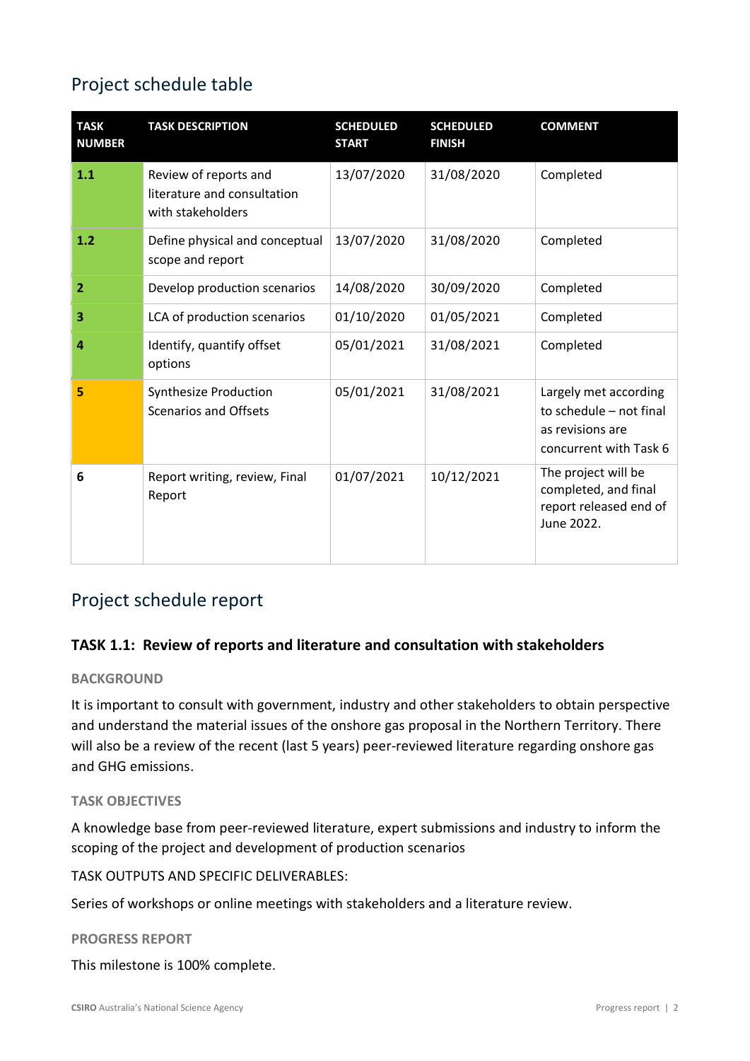## Project schedule table

| TASK NUMBER | TASK DESCRIPTION | SCHEDULED START | SCHEDULED FINISH | COMMENT |
|---|---|---|---|---|
| **1.1** | Review of reports and literature and consultation with stakeholders | 13/07/2020 | 31/08/2020 | Completed |
| **1.2** | Define physical and conceptual scope and report | 13/07/2020 | 31/08/2020 | Completed |
| **2** | Develop production scenarios | 14/08/2020 | 30/09/2020 | Completed |
| **3** | LCA of production scenarios | 01/10/2020 | 01/05/2021 | Completed |
| **4** | Identify, quantify offset options | 05/01/2021 | 31/08/2021 | Completed |
| **5** | Synthesize Production Scenarios and Offsets | 05/01/2021 | 31/08/2021 | Largely met according to schedule – not final as revisions are concurrent with Task 6 |
| **6** | Report writing, review, Final Report | 01/07/2021 | 10/12/2021 | The project will be completed, and final report released end of June 2022. |

## Project schedule report

### TASK 1.1: Review of reports and literature and consultation with stakeholders

#### BACKGROUND

It is important to consult with government, industry and other stakeholders to obtain perspective and understand the material issues of the onshore gas proposal in the Northern Territory. There will also be a review of the recent (last 5 years) peer-reviewed literature regarding onshore gas and GHG emissions.

#### TASK OBJECTIVES

A knowledge base from peer-reviewed literature, expert submissions and industry to inform the scoping of the project and development of production scenarios

TASK OUTPUTS AND SPECIFIC DELIVERABLES:

Series of workshops or online meetings with stakeholders and a literature review.

#### PROGRESS REPORT

This milestone is 100% complete.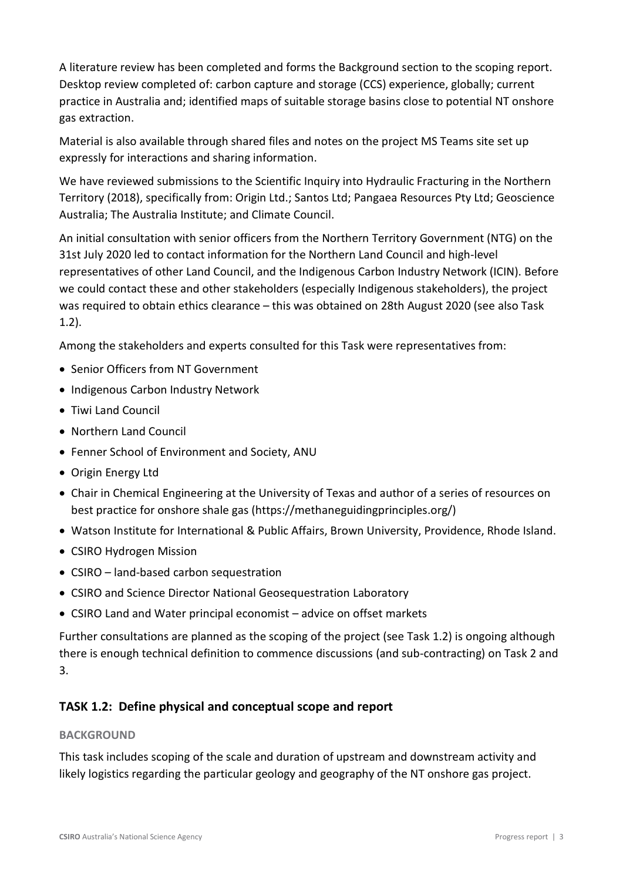A literature review has been completed and forms the Background section to the scoping report. Desktop review completed of: carbon capture and storage (CCS) experience, globally; current practice in Australia and; identified maps of suitable storage basins close to potential NT onshore gas extraction.

Material is also available through shared files and notes on the project MS Teams site set up expressly for interactions and sharing information.

We have reviewed submissions to the Scientific Inquiry into Hydraulic Fracturing in the Northern Territory (2018), specifically from: Origin Ltd.; Santos Ltd; Pangaea Resources Pty Ltd; Geoscience Australia; The Australia Institute; and Climate Council.

An initial consultation with senior officers from the Northern Territory Government (NTG) on the 31st July 2020 led to contact information for the Northern Land Council and high-level representatives of other Land Council, and the Indigenous Carbon Industry Network (ICIN). Before we could contact these and other stakeholders (especially Indigenous stakeholders), the project was required to obtain ethics clearance – this was obtained on 28th August 2020 (see also Task 1.2).

Among the stakeholders and experts consulted for this Task were representatives from:

- Senior Officers from NT Government
- Indigenous Carbon Industry Network
- Tiwi Land Council
- Northern Land Council
- Fenner School of Environment and Society, ANU
- Origin Energy Ltd
- Chair in Chemical Engineering at the University of Texas and author of a series of resources on best practice for onshore shale gas (https://methaneguidingprinciples.org/)
- Watson Institute for International & Public Affairs, Brown University, Providence, Rhode Island.
- CSIRO Hydrogen Mission
- CSIRO – land-based carbon sequestration
- CSIRO and Science Director National Geosequestration Laboratory
- CSIRO Land and Water principal economist – advice on offset markets

Further consultations are planned as the scoping of the project (see Task 1.2) is ongoing although there is enough technical definition to commence discussions (and sub-contracting) on Task 2 and 3.

## TASK 1.2: Define physical and conceptual scope and report

### BACKGROUND

This task includes scoping of the scale and duration of upstream and downstream activity and likely logistics regarding the particular geology and geography of the NT onshore gas project.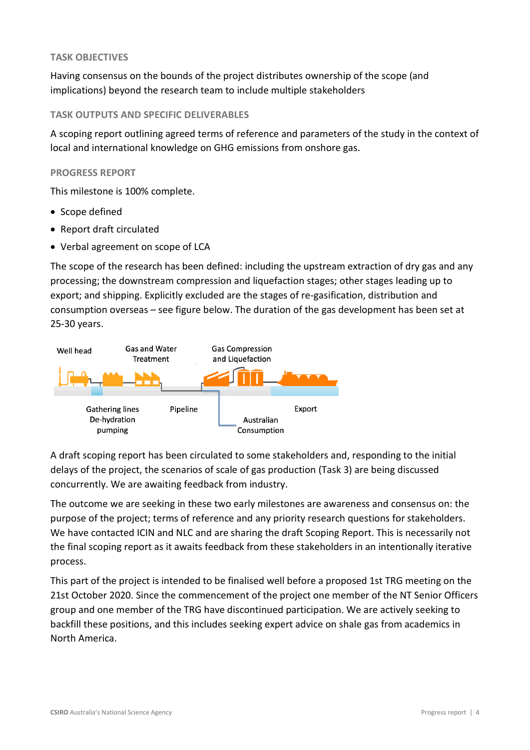### TASK OBJECTIVES

Having consensus on the bounds of the project distributes ownership of the scope (and implications) beyond the research team to include multiple stakeholders

### TASK OUTPUTS AND SPECIFIC DELIVERABLES

A scoping report outlining agreed terms of reference and parameters of the study in the context of local and international knowledge on GHG emissions from onshore gas.

### PROGRESS REPORT

This milestone is 100% complete.

- Scope defined
- Report draft circulated
- Verbal agreement on scope of LCA

The scope of the research has been defined: including the upstream extraction of dry gas and any processing; the downstream compression and liquefaction stages; other stages leading up to export; and shipping. Explicitly excluded are the stages of re-gasification, distribution and consumption overseas – see figure below. The duration of the gas development has been set at 25-30 years.

A draft scoping report has been circulated to some stakeholders and, responding to the initial delays of the project, the scenarios of scale of gas production (Task 3) are being discussed concurrently. We are awaiting feedback from industry.

The outcome we are seeking in these two early milestones are awareness and consensus on: the purpose of the project; terms of reference and any priority research questions for stakeholders. We have contacted ICIN and NLC and are sharing the draft Scoping Report. This is necessarily not the final scoping report as it awaits feedback from these stakeholders in an intentionally iterative process.

This part of the project is intended to be finalised well before a proposed 1st TRG meeting on the 21st October 2020. Since the commencement of the project one member of the NT Senior Officers group and one member of the TRG have discontinued participation. We are actively seeking to backfill these positions, and this includes seeking expert advice on shale gas from academics in North America.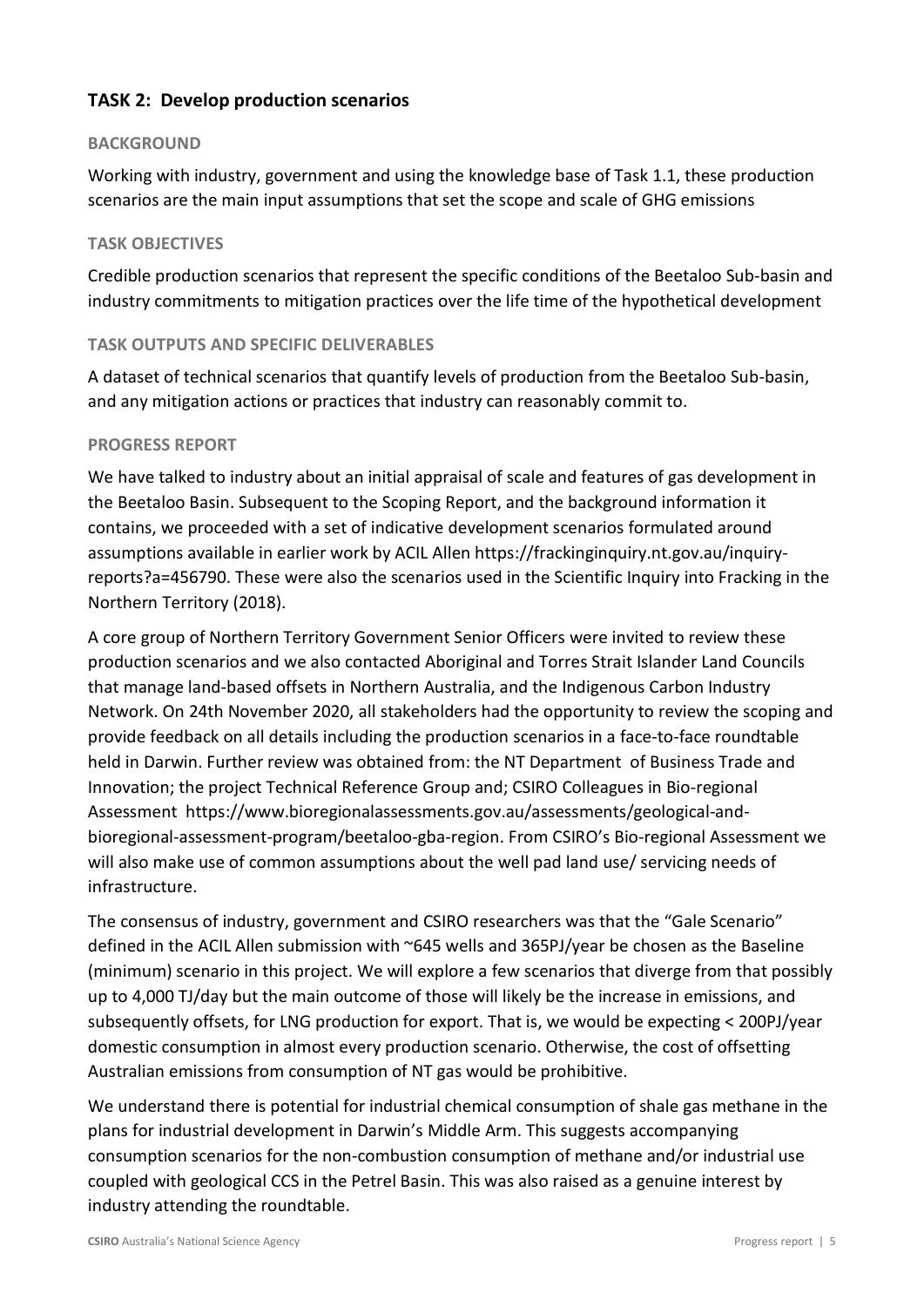## TASK 2: Develop production scenarios

### BACKGROUND

Working with industry, government and using the knowledge base of Task 1.1, these production scenarios are the main input assumptions that set the scope and scale of GHG emissions

### TASK OBJECTIVES

Credible production scenarios that represent the specific conditions of the Beetaloo Sub-basin and industry commitments to mitigation practices over the life time of the hypothetical development

### TASK OUTPUTS AND SPECIFIC DELIVERABLES

A dataset of technical scenarios that quantify levels of production from the Beetaloo Sub-basin, and any mitigation actions or practices that industry can reasonably commit to.

### PROGRESS REPORT

We have talked to industry about an initial appraisal of scale and features of gas development in the Beetaloo Basin. Subsequent to the Scoping Report, and the background information it contains, we proceeded with a set of indicative development scenarios formulated around assumptions available in earlier work by ACIL Allen https://frackinginquiry.nt.gov.au/inquiry-reports?a=456790. These were also the scenarios used in the Scientific Inquiry into Fracking in the Northern Territory (2018).

A core group of Northern Territory Government Senior Officers were invited to review these production scenarios and we also contacted Aboriginal and Torres Strait Islander Land Councils that manage land-based offsets in Northern Australia, and the Indigenous Carbon Industry Network. On 24th November 2020, all stakeholders had the opportunity to review the scoping and provide feedback on all details including the production scenarios in a face-to-face roundtable held in Darwin. Further review was obtained from: the NT Department of Business Trade and Innovation; the project Technical Reference Group and; CSIRO Colleagues in Bio-regional Assessment https://www.bioregionalassessments.gov.au/assessments/geological-and-bioregional-assessment-program/beetaloo-gba-region. From CSIRO's Bio-regional Assessment we will also make use of common assumptions about the well pad land use/ servicing needs of infrastructure.

The consensus of industry, government and CSIRO researchers was that the "Gale Scenario" defined in the ACIL Allen submission with ~645 wells and 365PJ/year be chosen as the Baseline (minimum) scenario in this project. We will explore a few scenarios that diverge from that possibly up to 4,000 TJ/day but the main outcome of those will likely be the increase in emissions, and subsequently offsets, for LNG production for export. That is, we would be expecting < 200PJ/year domestic consumption in almost every production scenario. Otherwise, the cost of offsetting Australian emissions from consumption of NT gas would be prohibitive.

We understand there is potential for industrial chemical consumption of shale gas methane in the plans for industrial development in Darwin's Middle Arm. This suggests accompanying consumption scenarios for the non-combustion consumption of methane and/or industrial use coupled with geological CCS in the Petrel Basin. This was also raised as a genuine interest by industry attending the roundtable.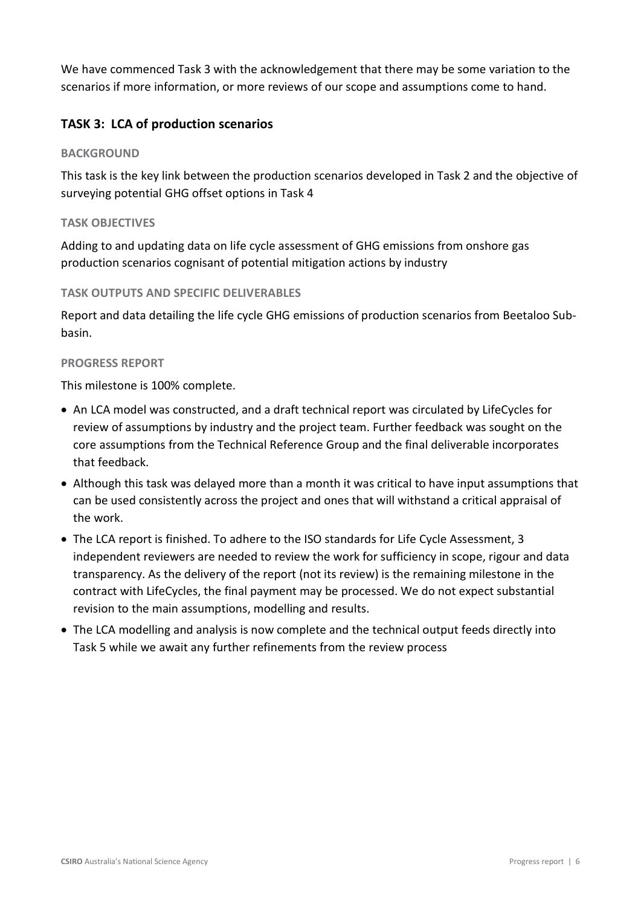We have commenced Task 3 with the acknowledgement that there may be some variation to the scenarios if more information, or more reviews of our scope and assumptions come to hand.

## TASK 3: LCA of production scenarios

### BACKGROUND

This task is the key link between the production scenarios developed in Task 2 and the objective of surveying potential GHG offset options in Task 4

### TASK OBJECTIVES

Adding to and updating data on life cycle assessment of GHG emissions from onshore gas production scenarios cognisant of potential mitigation actions by industry

### TASK OUTPUTS AND SPECIFIC DELIVERABLES

Report and data detailing the life cycle GHG emissions of production scenarios from Beetaloo Sub-basin.

### PROGRESS REPORT

This milestone is 100% complete.

- An LCA model was constructed, and a draft technical report was circulated by LifeCycles for review of assumptions by industry and the project team. Further feedback was sought on the core assumptions from the Technical Reference Group and the final deliverable incorporates that feedback.
- Although this task was delayed more than a month it was critical to have input assumptions that can be used consistently across the project and ones that will withstand a critical appraisal of the work.
- The LCA report is finished. To adhere to the ISO standards for Life Cycle Assessment, 3 independent reviewers are needed to review the work for sufficiency in scope, rigour and data transparency. As the delivery of the report (not its review) is the remaining milestone in the contract with LifeCycles, the final payment may be processed. We do not expect substantial revision to the main assumptions, modelling and results.
- The LCA modelling and analysis is now complete and the technical output feeds directly into Task 5 while we await any further refinements from the review process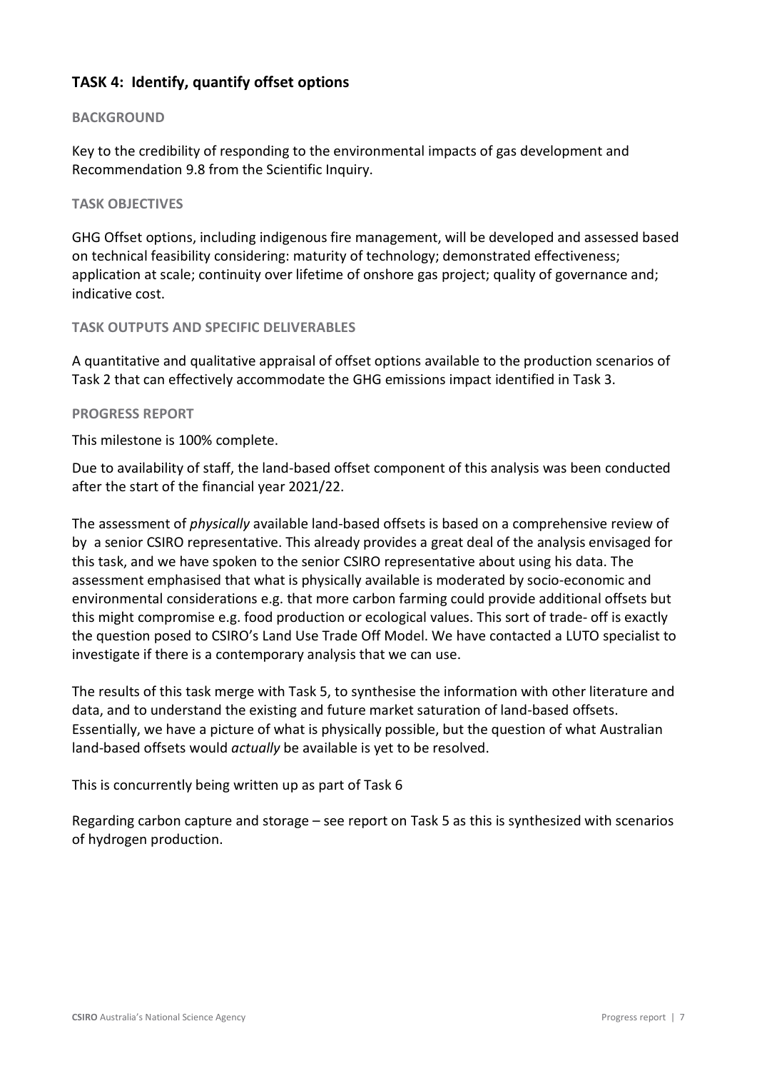## TASK 4: Identify, quantify offset options

### BACKGROUND

Key to the credibility of responding to the environmental impacts of gas development and Recommendation 9.8 from the Scientific Inquiry.

### TASK OBJECTIVES

GHG Offset options, including indigenous fire management, will be developed and assessed based on technical feasibility considering: maturity of technology; demonstrated effectiveness; application at scale; continuity over lifetime of onshore gas project; quality of governance and; indicative cost.

### TASK OUTPUTS AND SPECIFIC DELIVERABLES

A quantitative and qualitative appraisal of offset options available to the production scenarios of Task 2 that can effectively accommodate the GHG emissions impact identified in Task 3.

### PROGRESS REPORT

This milestone is 100% complete.

Due to availability of staff, the land-based offset component of this analysis was been conducted after the start of the financial year 2021/22.

The assessment of *physically* available land-based offsets is based on a comprehensive review of by  a senior CSIRO representative. This already provides a great deal of the analysis envisaged for this task, and we have spoken to the senior CSIRO representative about using his data. The assessment emphasised that what is physically available is moderated by socio-economic and environmental considerations e.g. that more carbon farming could provide additional offsets but this might compromise e.g. food production or ecological values. This sort of trade- off is exactly the question posed to CSIRO's Land Use Trade Off Model. We have contacted a LUTO specialist to investigate if there is a contemporary analysis that we can use.

The results of this task merge with Task 5, to synthesise the information with other literature and data, and to understand the existing and future market saturation of land-based offsets. Essentially, we have a picture of what is physically possible, but the question of what Australian land-based offsets would *actually* be available is yet to be resolved.

This is concurrently being written up as part of Task 6

Regarding carbon capture and storage – see report on Task 5 as this is synthesized with scenarios of hydrogen production.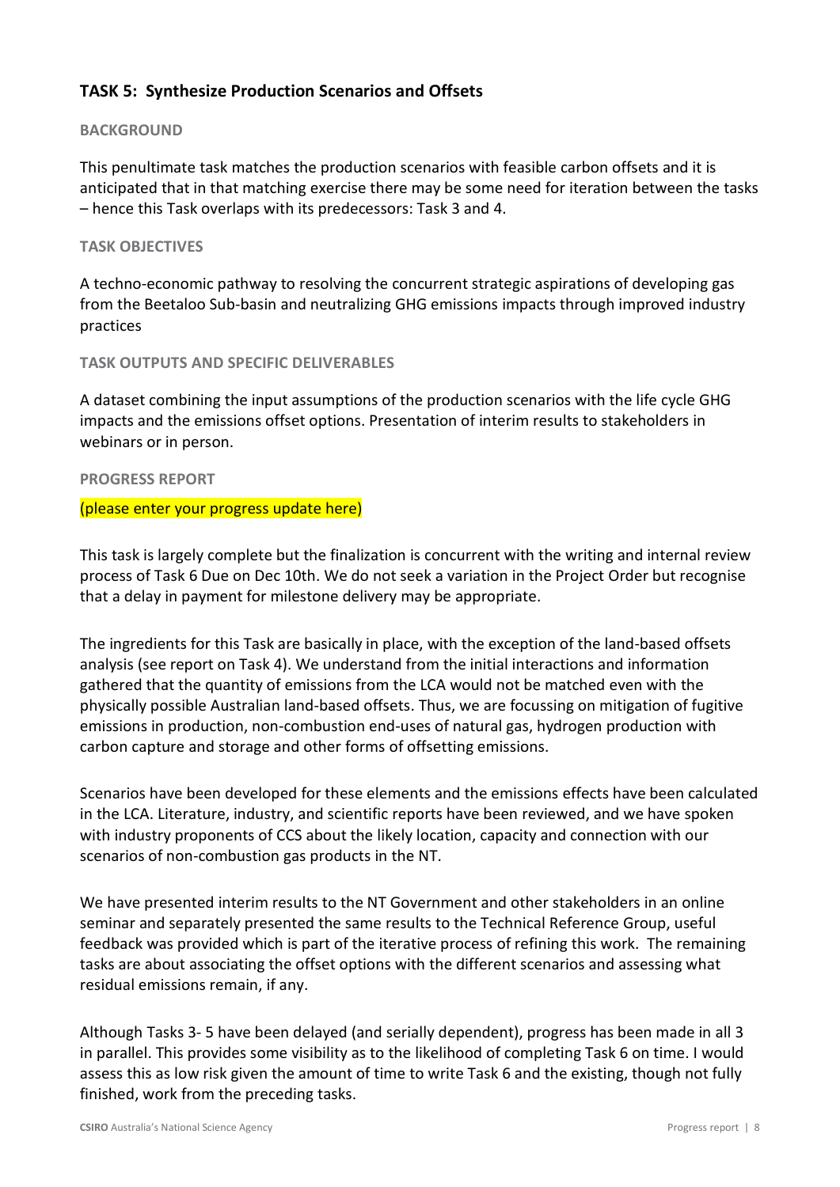## TASK 5: Synthesize Production Scenarios and Offsets

### BACKGROUND

This penultimate task matches the production scenarios with feasible carbon offsets and it is anticipated that in that matching exercise there may be some need for iteration between the tasks – hence this Task overlaps with its predecessors: Task 3 and 4.

### TASK OBJECTIVES

A techno-economic pathway to resolving the concurrent strategic aspirations of developing gas from the Beetaloo Sub-basin and neutralizing GHG emissions impacts through improved industry practices

### TASK OUTPUTS AND SPECIFIC DELIVERABLES

A dataset combining the input assumptions of the production scenarios with the life cycle GHG impacts and the emissions offset options. Presentation of interim results to stakeholders in webinars or in person.

### PROGRESS REPORT

(please enter your progress update here)

This task is largely complete but the finalization is concurrent with the writing and internal review process of Task 6 Due on Dec 10th. We do not seek a variation in the Project Order but recognise that a delay in payment for milestone delivery may be appropriate.

The ingredients for this Task are basically in place, with the exception of the land-based offsets analysis (see report on Task 4). We understand from the initial interactions and information gathered that the quantity of emissions from the LCA would not be matched even with the physically possible Australian land-based offsets. Thus, we are focussing on mitigation of fugitive emissions in production, non-combustion end-uses of natural gas, hydrogen production with carbon capture and storage and other forms of offsetting emissions.

Scenarios have been developed for these elements and the emissions effects have been calculated in the LCA. Literature, industry, and scientific reports have been reviewed, and we have spoken with industry proponents of CCS about the likely location, capacity and connection with our scenarios of non-combustion gas products in the NT.

We have presented interim results to the NT Government and other stakeholders in an online seminar and separately presented the same results to the Technical Reference Group, useful feedback was provided which is part of the iterative process of refining this work. The remaining tasks are about associating the offset options with the different scenarios and assessing what residual emissions remain, if any.

Although Tasks 3- 5 have been delayed (and serially dependent), progress has been made in all 3 in parallel. This provides some visibility as to the likelihood of completing Task 6 on time. I would assess this as low risk given the amount of time to write Task 6 and the existing, though not fully finished, work from the preceding tasks.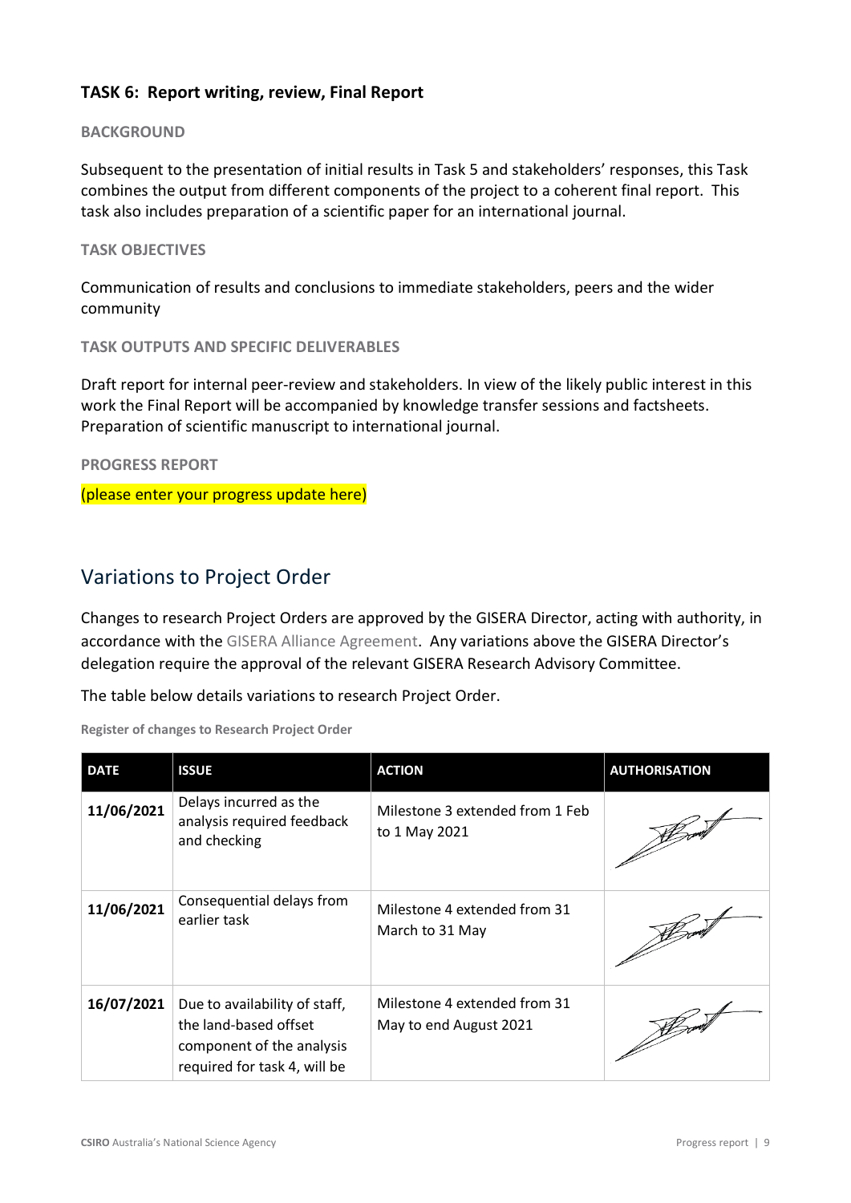### TASK 6: Report writing, review, Final Report

#### BACKGROUND

Subsequent to the presentation of initial results in Task 5 and stakeholders' responses, this Task combines the output from different components of the project to a coherent final report. This task also includes preparation of a scientific paper for an international journal.

#### TASK OBJECTIVES

Communication of results and conclusions to immediate stakeholders, peers and the wider community

#### TASK OUTPUTS AND SPECIFIC DELIVERABLES

Draft report for internal peer-review and stakeholders. In view of the likely public interest in this work the Final Report will be accompanied by knowledge transfer sessions and factsheets. Preparation of scientific manuscript to international journal.

#### PROGRESS REPORT

(please enter your progress update here)

## Variations to Project Order

Changes to research Project Orders are approved by the GISERA Director, acting with authority, in accordance with the GISERA Alliance Agreement. Any variations above the GISERA Director's delegation require the approval of the relevant GISERA Research Advisory Committee.

The table below details variations to research Project Order.

**Register of changes to Research Project Order**

| DATE | ISSUE | ACTION | AUTHORISATION |
|---|---|---|---|
| 11/06/2021 | Delays incurred as the analysis required feedback and checking | Milestone 3 extended from 1 Feb to 1 May 2021 | |
| 11/06/2021 | Consequential delays from earlier task | Milestone 4 extended from 31 March to 31 May | |
| 16/07/2021 | Due to availability of staff, the land-based offset component of the analysis required for task 4, will be | Milestone 4 extended from 31 May to end August 2021 | |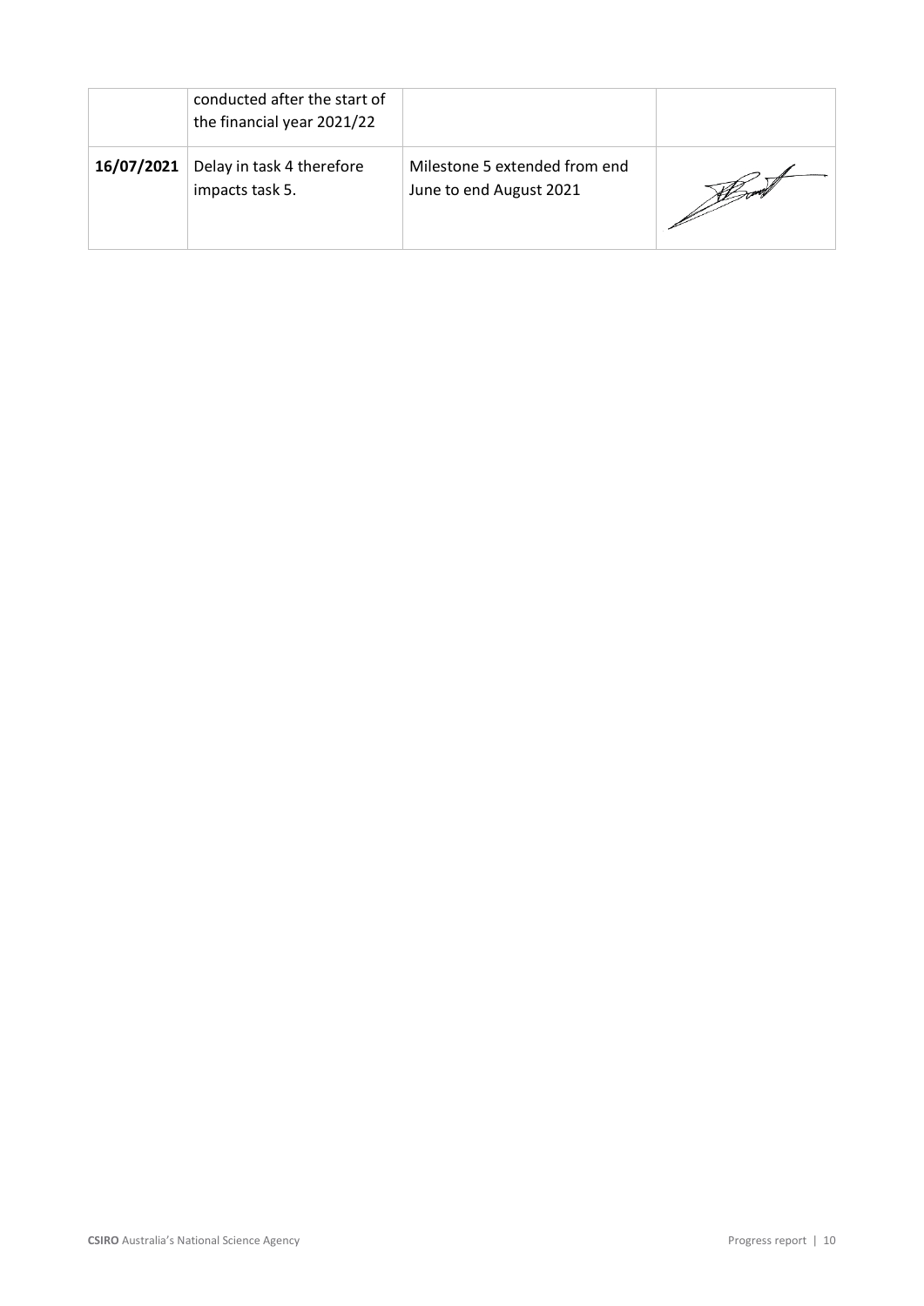|  | conducted after the start of the financial year 2021/22 |  |  |
| --- | --- | --- | --- |
| **16/07/2021** | Delay in task 4 therefore impacts task 5. | Milestone 5 extended from end June to end August 2021 |  |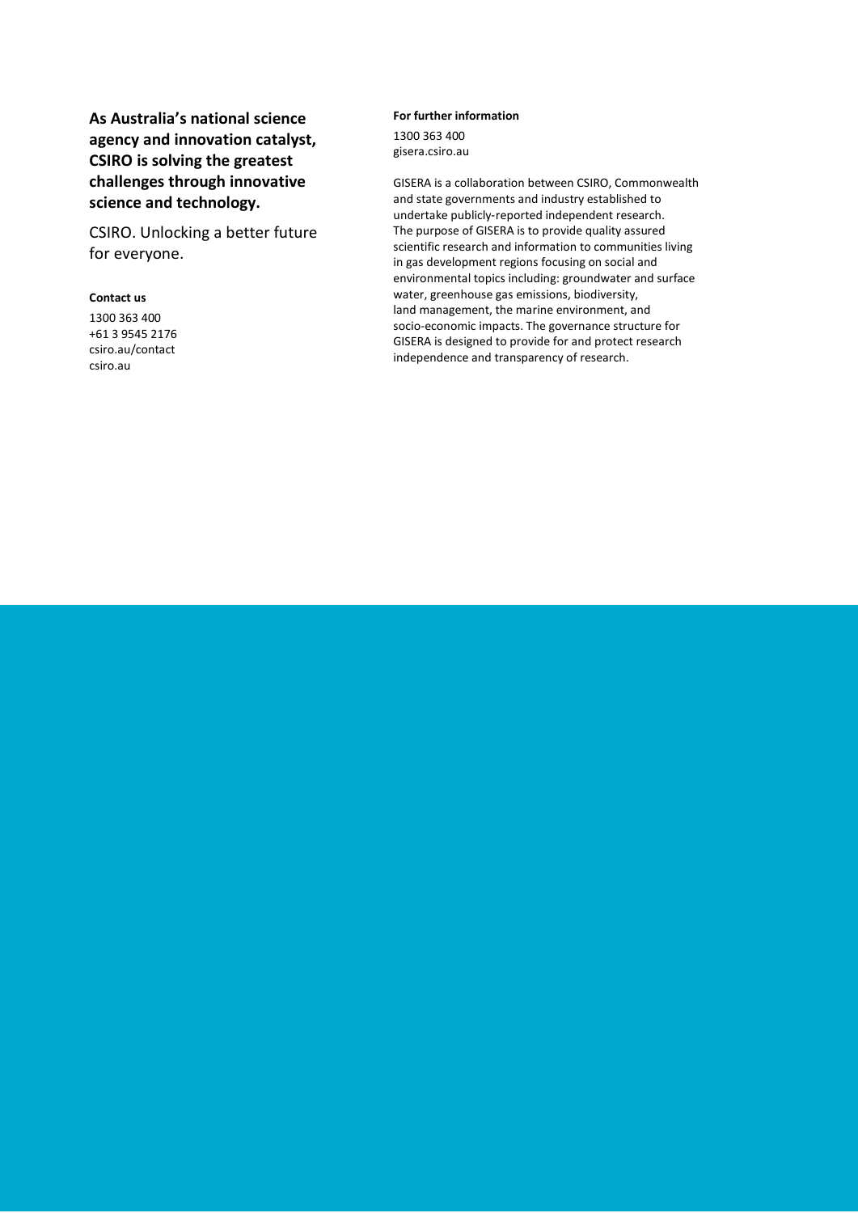**As Australia's national science agency and innovation catalyst, CSIRO is solving the greatest challenges through innovative science and technology.**

CSIRO. Unlocking a better future for everyone.

**Contact us**

1300 363 400
+61 3 9545 2176
csiro.au/contact
csiro.au

**For further information**

1300 363 400
gisera.csiro.au

GISERA is a collaboration between CSIRO, Commonwealth and state governments and industry established to undertake publicly-reported independent research. The purpose of GISERA is to provide quality assured scientific research and information to communities living in gas development regions focusing on social and environmental topics including: groundwater and surface water, greenhouse gas emissions, biodiversity, land management, the marine environment, and socio-economic impacts. The governance structure for GISERA is designed to provide for and protect research independence and transparency of research.